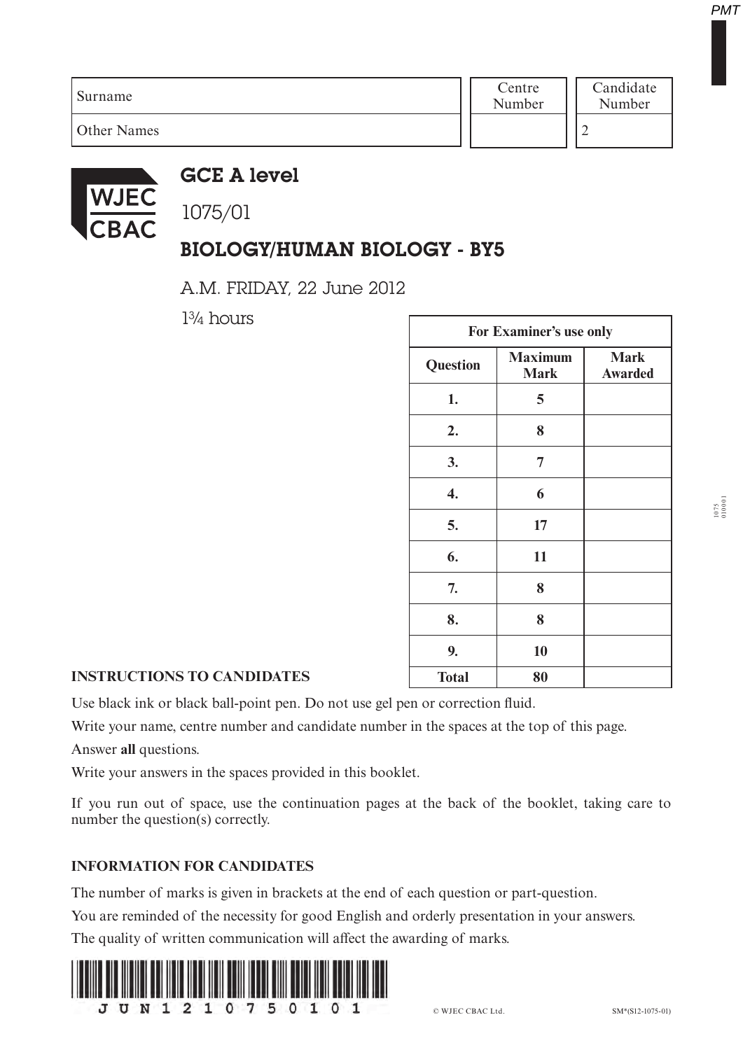| Surname | Centre Number | Candidate Number |
|---|---|---|
| Other Names | | 2 |

# GCE A level

1075/01

## BIOLOGY/HUMAN BIOLOGY - BY5

A.M. FRIDAY, 22 June 2012

1¾ hours

| For Examiner's use only | | |
|---|---|---|
| **Question** | **Maximum Mark** | **Mark Awarded** |
| **1.** | **5** | |
| **2.** | **8** | |
| **3.** | **7** | |
| **4.** | **6** | |
| **5.** | **17** | |
| **6.** | **11** | |
| **7.** | **8** | |
| **8.** | **8** | |
| **9.** | **10** | |
| **Total** | **80** | |

### INSTRUCTIONS TO CANDIDATES

Use black ink or black ball-point pen. Do not use gel pen or correction fluid.

Write your name, centre number and candidate number in the spaces at the top of this page.

Answer **all** questions.

Write your answers in the spaces provided in this booklet.

If you run out of space, use the continuation pages at the back of the booklet, taking care to number the question(s) correctly.

### INFORMATION FOR CANDIDATES

The number of marks is given in brackets at the end of each question or part-question.

You are reminded of the necessity for good English and orderly presentation in your answers.

The quality of written communication will affect the awarding of marks.

© WJEC CBAC Ltd. SM*(S12-1075-01)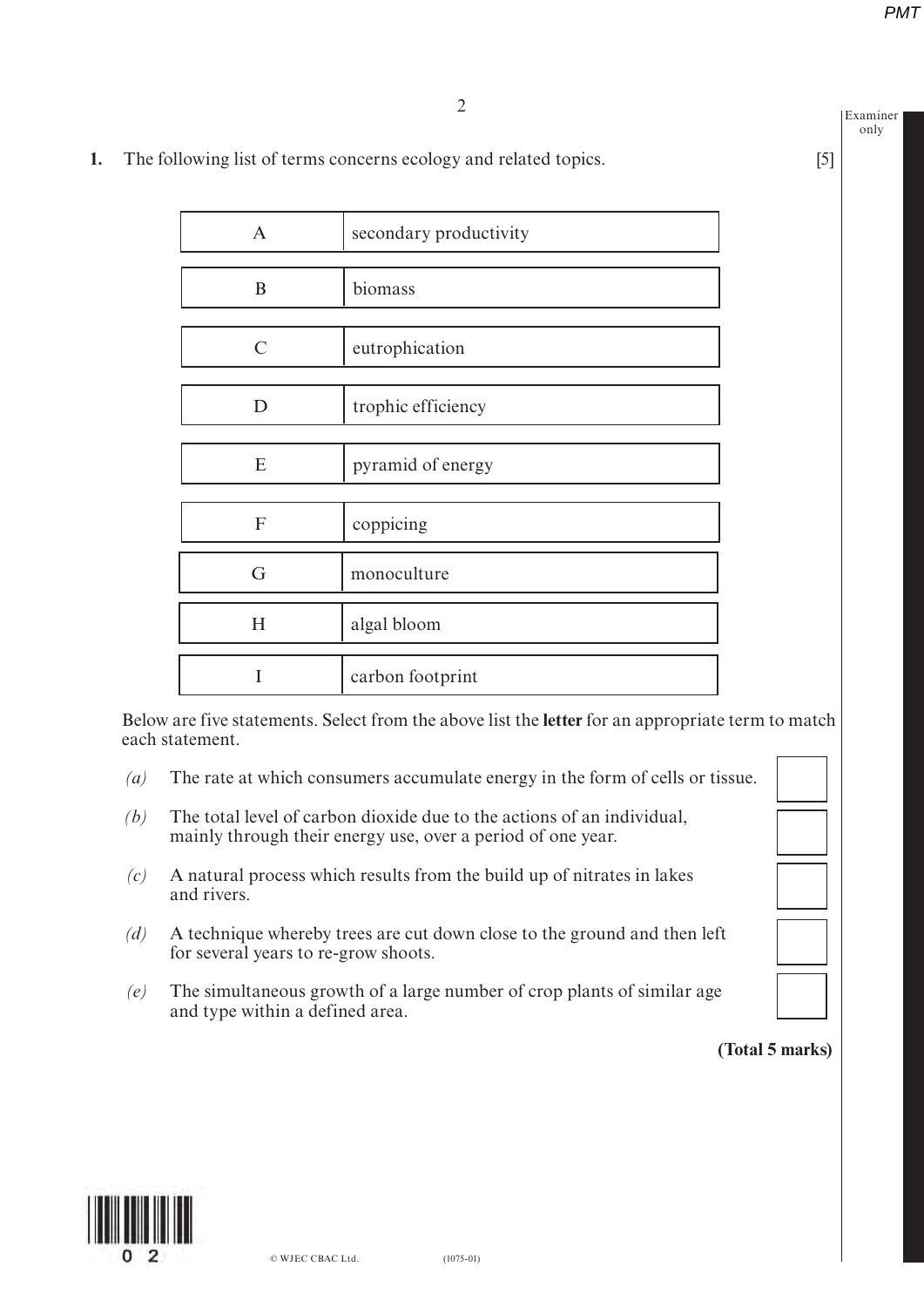**1.** The following list of terms concerns ecology and related topics. [5]

| | |
|---|---|
| A | secondary productivity |
| B | biomass |
| C | eutrophication |
| D | trophic efficiency |
| E | pyramid of energy |
| F | coppicing |
| G | monoculture |
| H | algal bloom |
| I | carbon footprint |

Below are five statements. Select from the above list the **letter** for an appropriate term to match each statement.

*(a)* The rate at which consumers accumulate energy in the form of cells or tissue.

*(b)* The total level of carbon dioxide due to the actions of an individual, mainly through their energy use, over a period of one year.

*(c)* A natural process which results from the build up of nitrates in lakes and rivers.

*(d)* A technique whereby trees are cut down close to the ground and then left for several years to re-grow shoots.

*(e)* The simultaneous growth of a large number of crop plants of similar age and type within a defined area.

**(Total 5 marks)**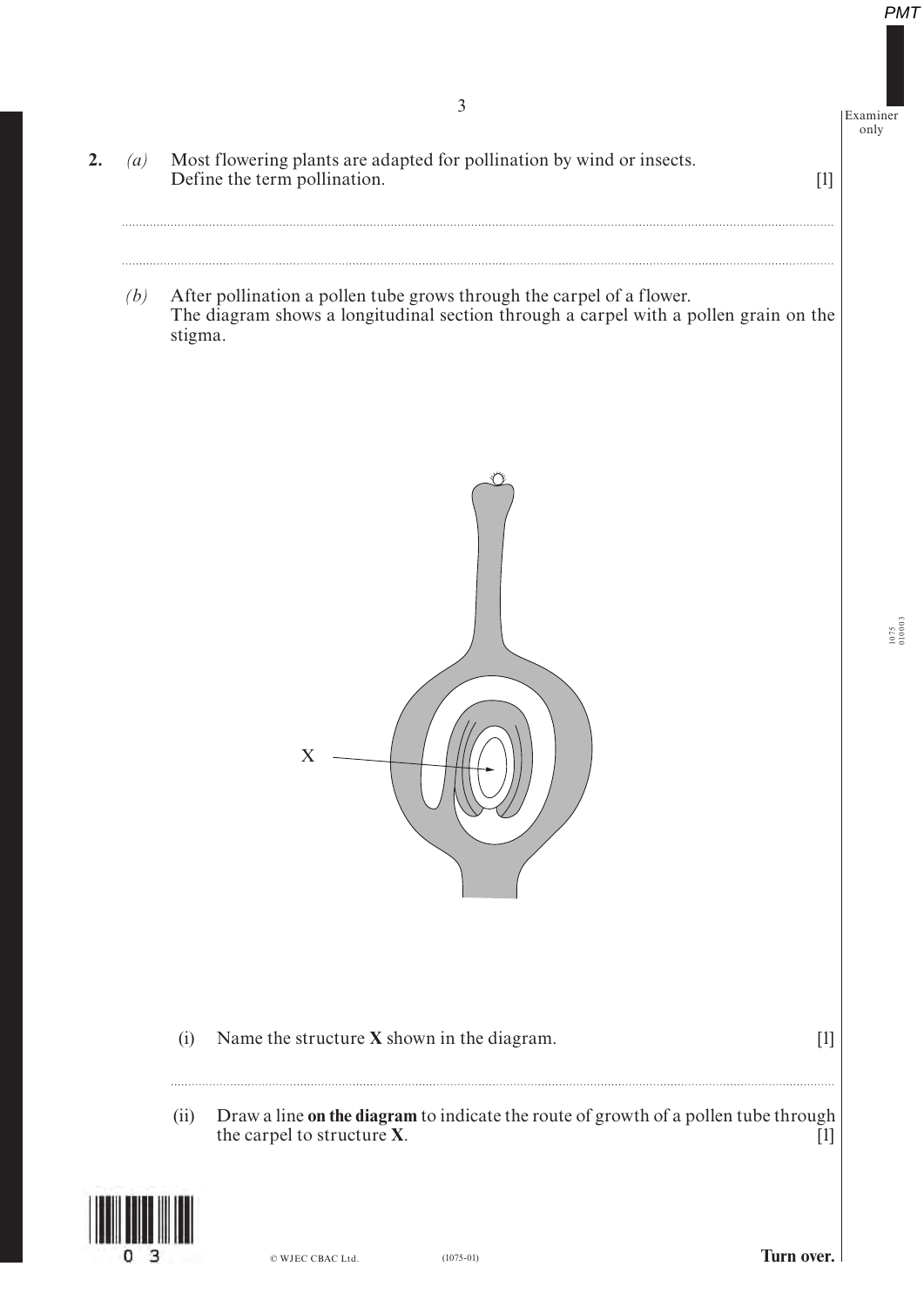**2.** *(a)* Most flowering plants are adapted for pollination by wind or insects. Define the term pollination. [1]

..............................................................................................................................................

..............................................................................................................................................

*(b)* After pollination a pollen tube grows through the carpel of a flower. The diagram shows a longitudinal section through a carpel with a pollen grain on the stigma.

X

(i) Name the structure **X** shown in the diagram. [1]

..............................................................................................................................................

(ii) Draw a line **on the diagram** to indicate the route of growth of a pollen tube through the carpel to structure **X**. [1]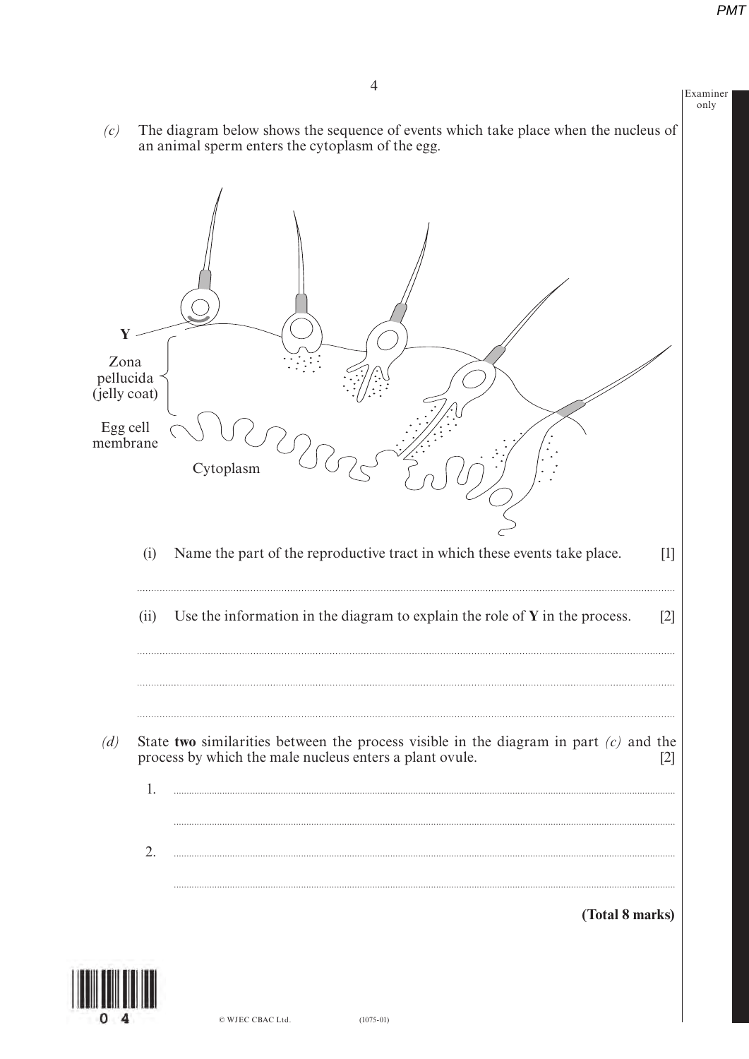*(c)* The diagram below shows the sequence of events which take place when the nucleus of an animal sperm enters the cytoplasm of the egg.

Y

Zona pellucida (jelly coat)

Egg cell membrane

Cytoplasm

(i) Name the part of the reproductive tract in which these events take place. [1]

..............................................................................................................................................

(ii) Use the information in the diagram to explain the role of **Y** in the process. [2]

..............................................................................................................................................

..............................................................................................................................................

..............................................................................................................................................

*(d)* State **two** similarities between the process visible in the diagram in part *(c)* and the process by which the male nucleus enters a plant ovule. [2]

1. ..............................................................................................................................................

..............................................................................................................................................

2. ..............................................................................................................................................

..............................................................................................................................................

**(Total 8 marks)**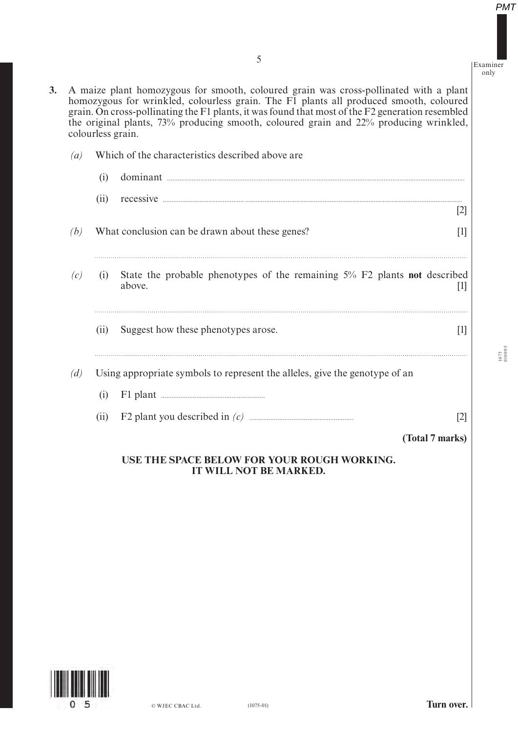**3.** A maize plant homozygous for smooth, coloured grain was cross-pollinated with a plant homozygous for wrinkled, colourless grain. The F1 plants all produced smooth, coloured grain. On cross-pollinating the F1 plants, it was found that most of the F2 generation resembled the original plants, 73% producing smooth, coloured grain and 22% producing wrinkled, colourless grain.

*(a)* Which of the characteristics described above are

(i) dominant ..........................................................................

(ii) recessive .......................................................................... [2]

*(b)* What conclusion can be drawn about these genes? [1]

..........................................................................

*(c)* (i) State the probable phenotypes of the remaining 5% F2 plants **not** described above. [1]

..........................................................................

(ii) Suggest how these phenotypes arose. [1]

..........................................................................

*(d)* Using appropriate symbols to represent the alleles, give the genotype of an

(i) F1 plant ..........................................................................

(ii) F2 plant you described in *(c)* .......................................................................... [2]

**(Total 7 marks)**

**USE THE SPACE BELOW FOR YOUR ROUGH WORKING.**
**IT WILL NOT BE MARKED.**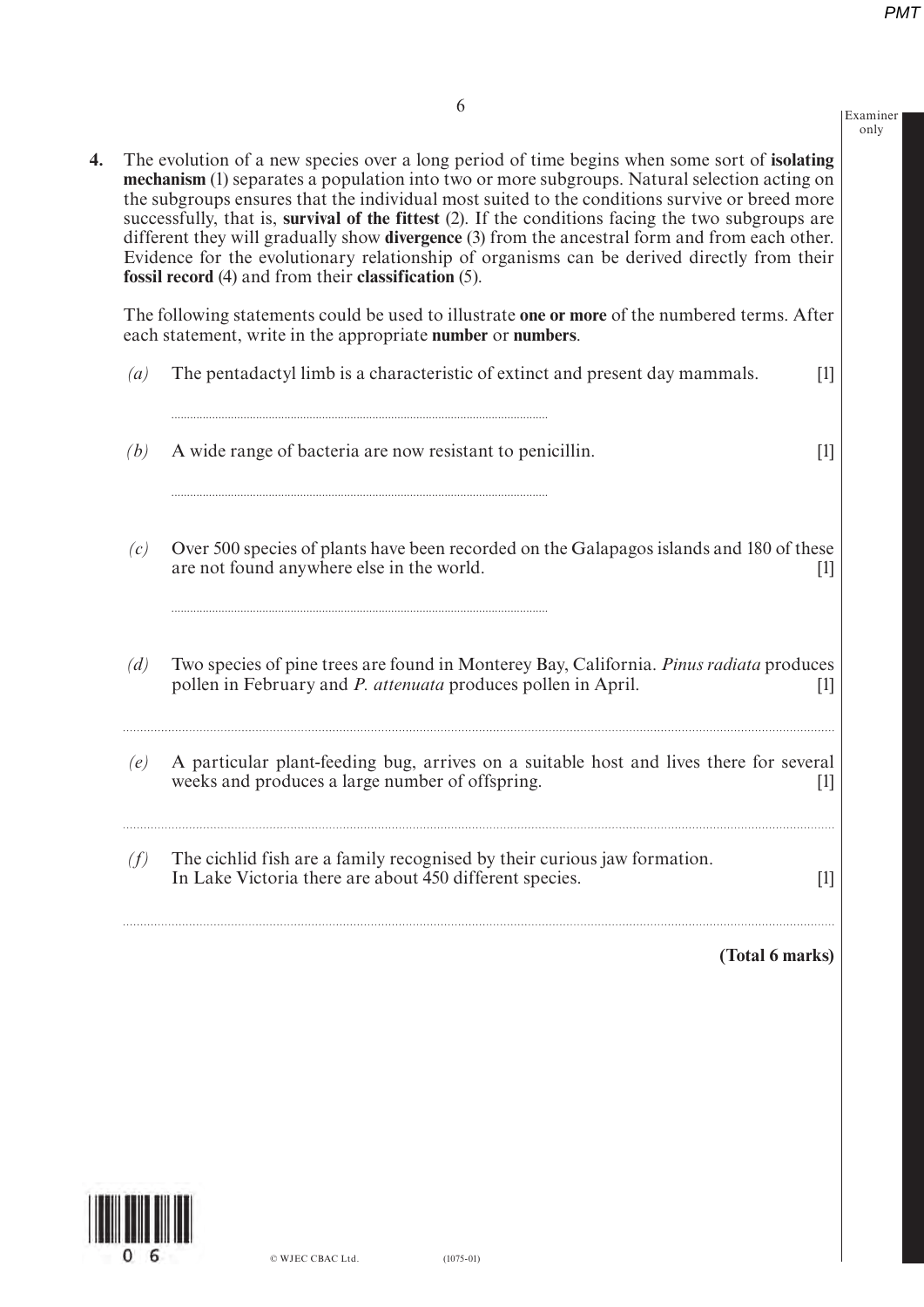**4.** The evolution of a new species over a long period of time begins when some sort of **isolating mechanism** (1) separates a population into two or more subgroups. Natural selection acting on the subgroups ensures that the individual most suited to the conditions survive or breed more successfully, that is, **survival of the fittest** (2). If the conditions facing the two subgroups are different they will gradually show **divergence** (3) from the ancestral form and from each other. Evidence for the evolutionary relationship of organisms can be derived directly from their **fossil record** (4) and from their **classification** (5).

The following statements could be used to illustrate **one or more** of the numbered terms. After each statement, write in the appropriate **number** or **numbers**.

*(a)* The pentadactyl limb is a characteristic of extinct and present day mammals. [1]

..............................................................................................................

*(b)* A wide range of bacteria are now resistant to penicillin. [1]

..............................................................................................................

*(c)* Over 500 species of plants have been recorded on the Galapagos islands and 180 of these are not found anywhere else in the world. [1]

..............................................................................................................

*(d)* Two species of pine trees are found in Monterey Bay, California. *Pinus radiata* produces pollen in February and *P. attenuata* produces pollen in April. [1]

..............................................................................................................

*(e)* A particular plant-feeding bug, arrives on a suitable host and lives there for several weeks and produces a large number of offspring. [1]

..............................................................................................................

*(f)* The cichlid fish are a family recognised by their curious jaw formation.
In Lake Victoria there are about 450 different species. [1]

..............................................................................................................

**(Total 6 marks)**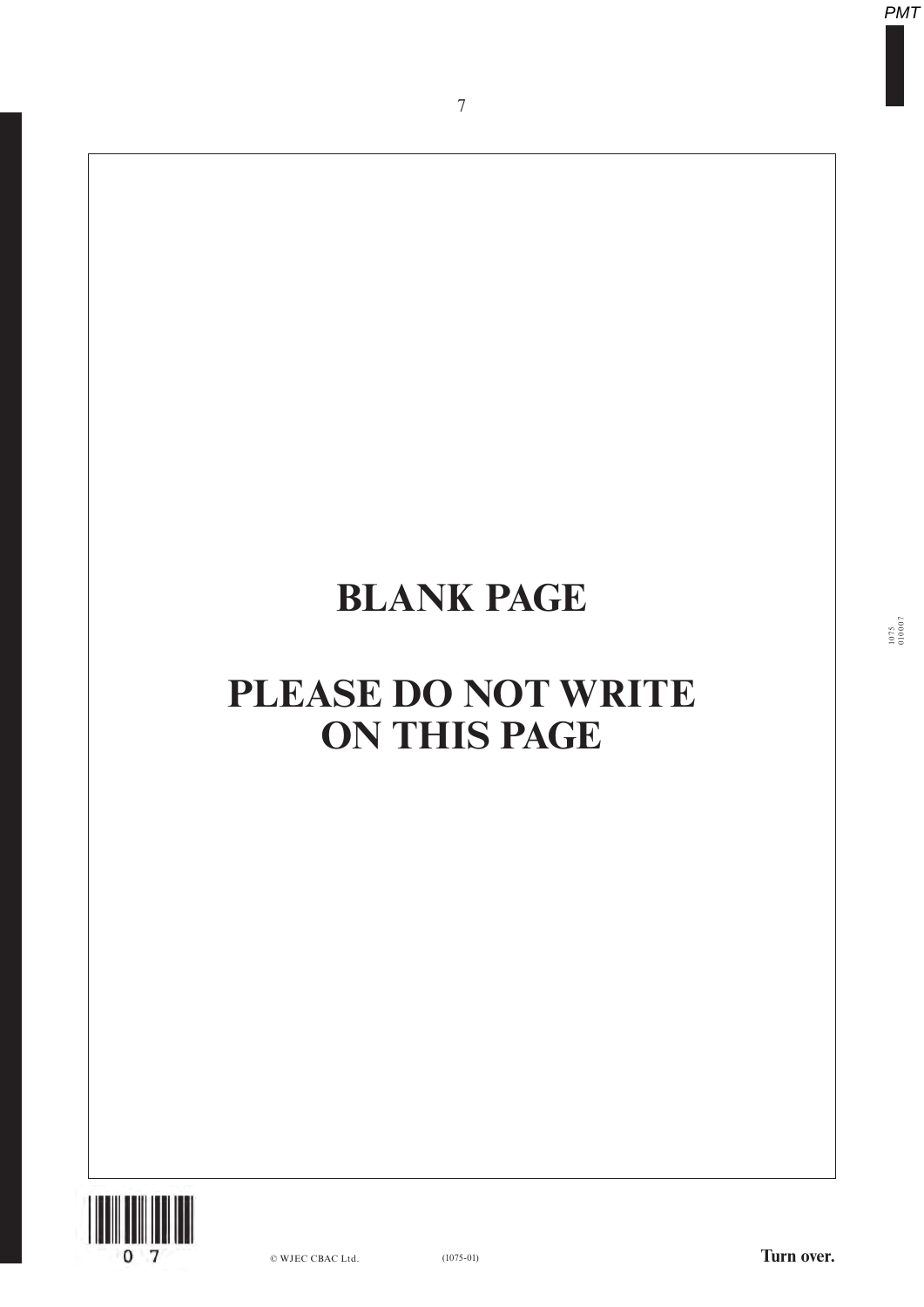# BLANK PAGE

# PLEASE DO NOT WRITE ON THIS PAGE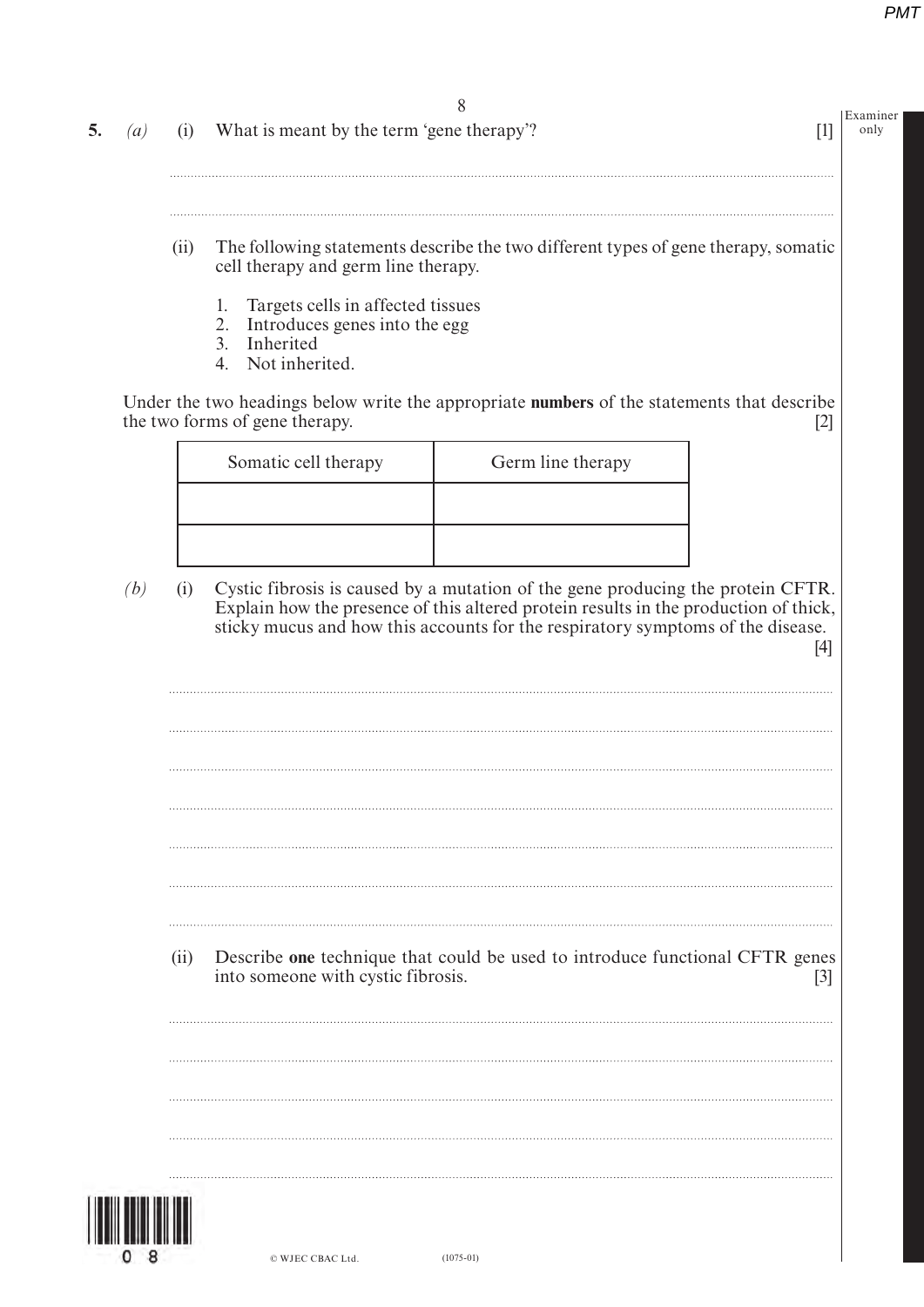**5.** *(a)* (i) What is meant by the term 'gene therapy'? [1]

..........................................................................................................................................................

..........................................................................................................................................................

(ii) The following statements describe the two different types of gene therapy, somatic cell therapy and germ line therapy.

1. Targets cells in affected tissues
2. Introduces genes into the egg
3. Inherited
4. Not inherited.

Under the two headings below write the appropriate **numbers** of the statements that describe the two forms of gene therapy. [2]

| Somatic cell therapy | Germ line therapy |
|---|---|
| | |
| | |

*(b)* (i) Cystic fibrosis is caused by a mutation of the gene producing the protein CFTR. Explain how the presence of this altered protein results in the production of thick, sticky mucus and how this accounts for the respiratory symptoms of the disease. [4]

..........................................................................................................................................................

..........................................................................................................................................................

..........................................................................................................................................................

..........................................................................................................................................................

..........................................................................................................................................................

..........................................................................................................................................................

..........................................................................................................................................................

(ii) Describe **one** technique that could be used to introduce functional CFTR genes into someone with cystic fibrosis. [3]

..........................................................................................................................................................

..........................................................................................................................................................

..........................................................................................................................................................

..........................................................................................................................................................

..........................................................................................................................................................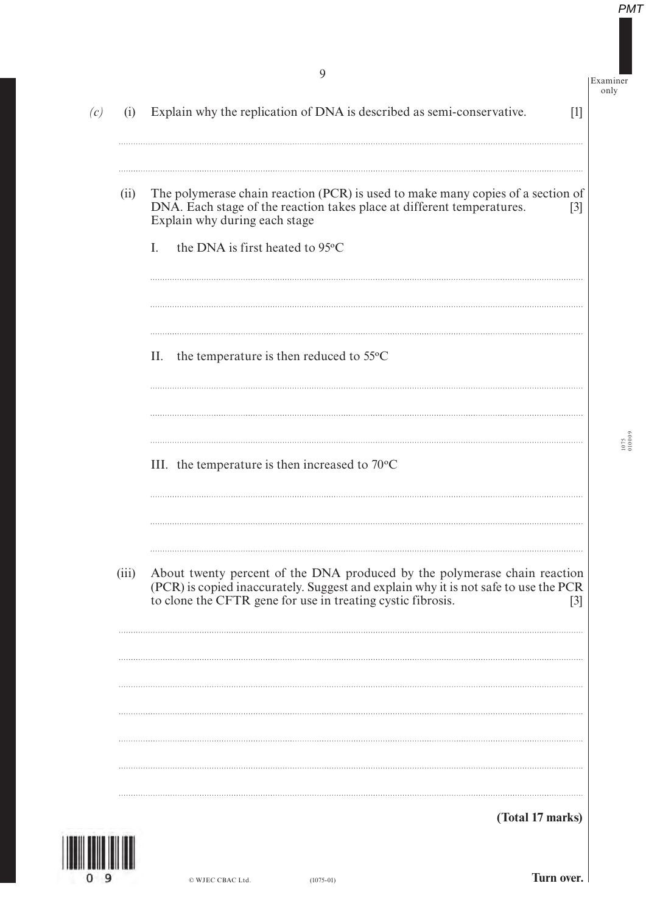*(c)* (i) Explain why the replication of DNA is described as semi-conservative. [1]

(ii) The polymerase chain reaction (PCR) is used to make many copies of a section of DNA. Each stage of the reaction takes place at different temperatures. Explain why during each stage [3]

I. the DNA is first heated to 95°C

II. the temperature is then reduced to 55°C

III. the temperature is then increased to 70°C

(iii) About twenty percent of the DNA produced by the polymerase chain reaction (PCR) is copied inaccurately. Suggest and explain why it is not safe to use the PCR to clone the CFTR gene for use in treating cystic fibrosis. [3]

**(Total 17 marks)**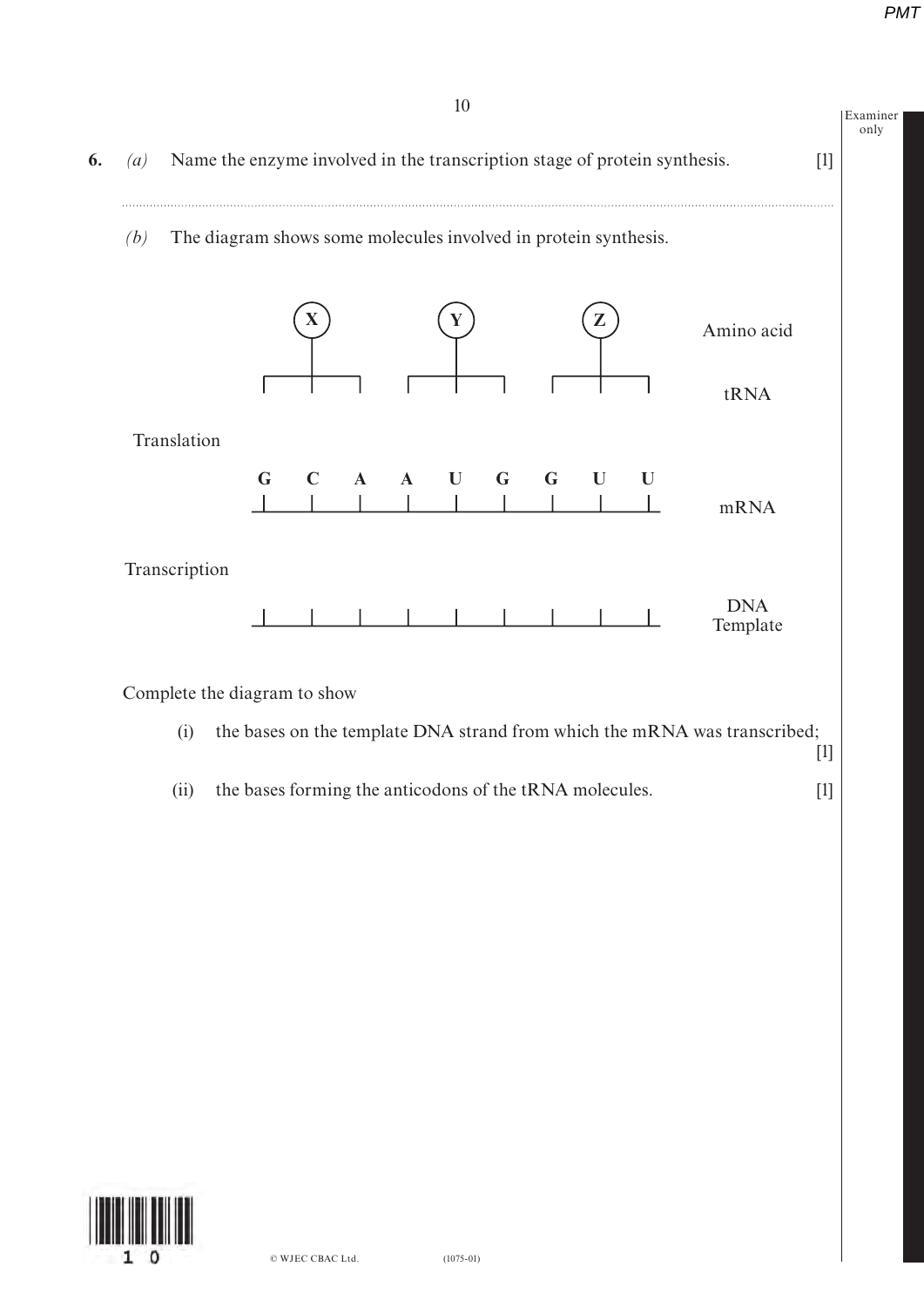**6.** *(a)* Name the enzyme involved in the transcription stage of protein synthesis. [1]

..............................................................................................................................................................................................

*(b)* The diagram shows some molecules involved in protein synthesis.

| | | | | | | | | | | |
|---|---|---|---|---|---|---|---|---|---|---|
| | | **X** | | | **Y** | | | **Z** | | Amino acid |
| | | | | | | | | | | tRNA |
| Translation | | | | | | | | | | |
| | **G** | **C** | **A** | **A** | **U** | **G** | **G** | **U** | **U** | mRNA |
| Transcription | | | | | | | | | | |
| | | | | | | | | | | DNA Template |

Complete the diagram to show

(i) the bases on the template DNA strand from which the mRNA was transcribed; [1]

(ii) the bases forming the anticodons of the tRNA molecules. [1]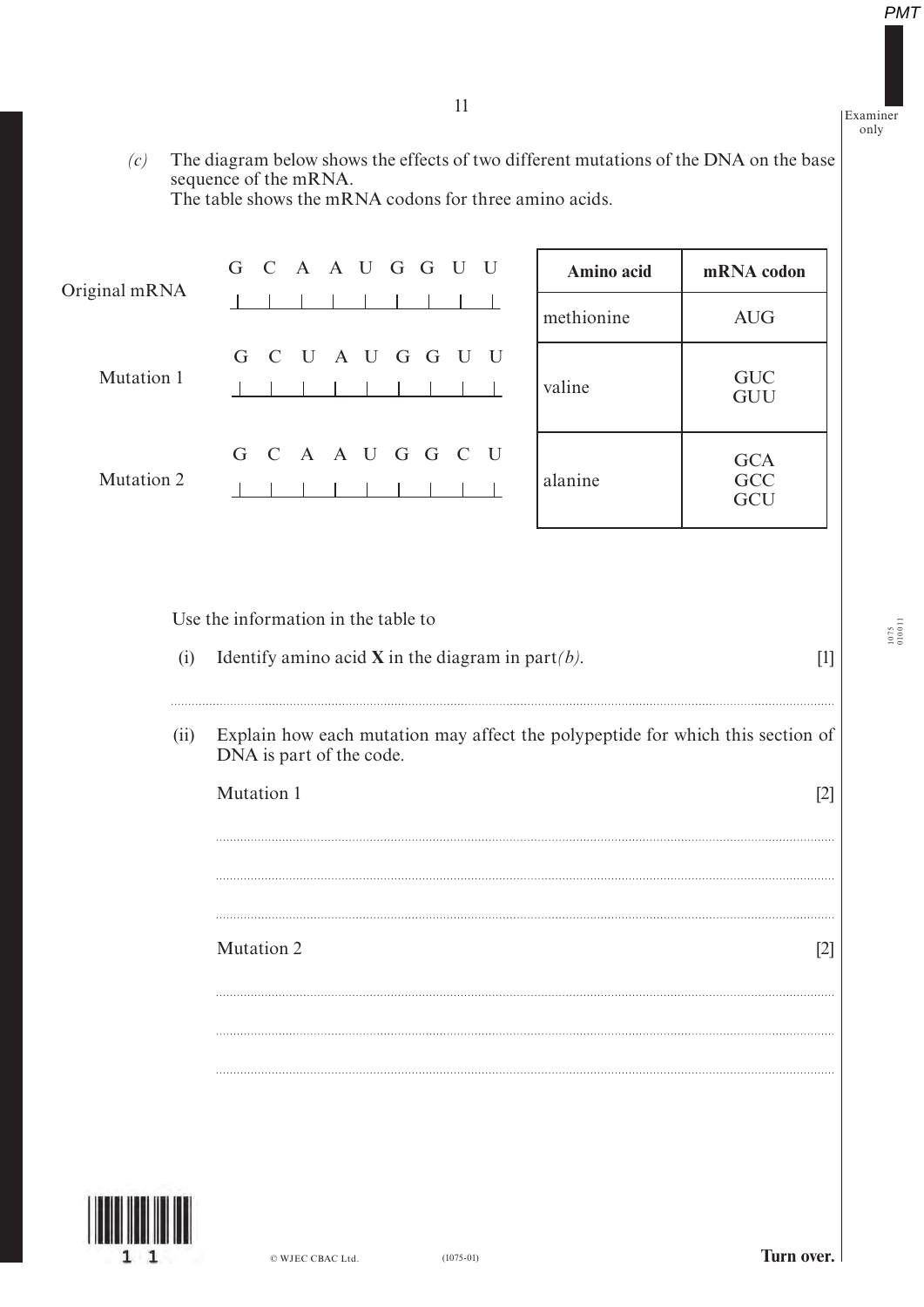(c) The diagram below shows the effects of two different mutations of the DNA on the base sequence of the mRNA.
The table shows the mRNA codons for three amino acids.

| | |
|---|---|
| Original mRNA | G C A A U G G U U |
| Mutation 1 | G C U A U G G U U |
| Mutation 2 | G C A A U G G C U |

| Amino acid | mRNA codon |
|---|---|
| methionine | AUG |
| valine | GUC<br>GUU |
| alanine | GCA<br>GCC<br>GCU |

Use the information in the table to

(i) Identify amino acid **X** in the diagram in part *(b)*. [1]

.....................................................................................................................................................

(ii) Explain how each mutation may affect the polypeptide for which this section of DNA is part of the code.

Mutation 1 [2]

.....................................................................................................................................................

.....................................................................................................................................................

.....................................................................................................................................................

Mutation 2 [2]

.....................................................................................................................................................

.....................................................................................................................................................

.....................................................................................................................................................

© WJEC CBAC Ltd. (1075-01) **Turn over.**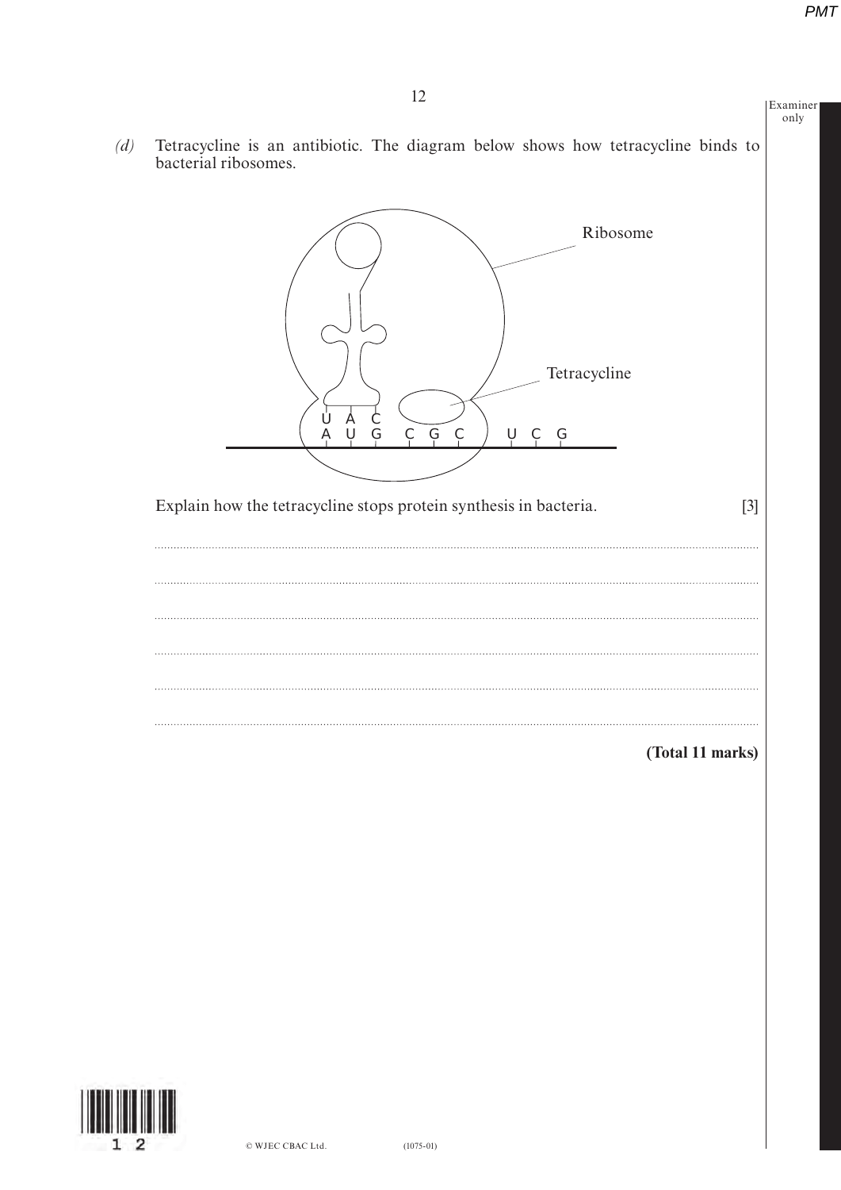*(d)* Tetracycline is an antibiotic. The diagram below shows how tetracycline binds to bacterial ribosomes.

Explain how the tetracycline stops protein synthesis in bacteria. [3]

..............................................................................................................................................

..............................................................................................................................................

..............................................................................................................................................

..............................................................................................................................................

..............................................................................................................................................

..............................................................................................................................................

**(Total 11 marks)**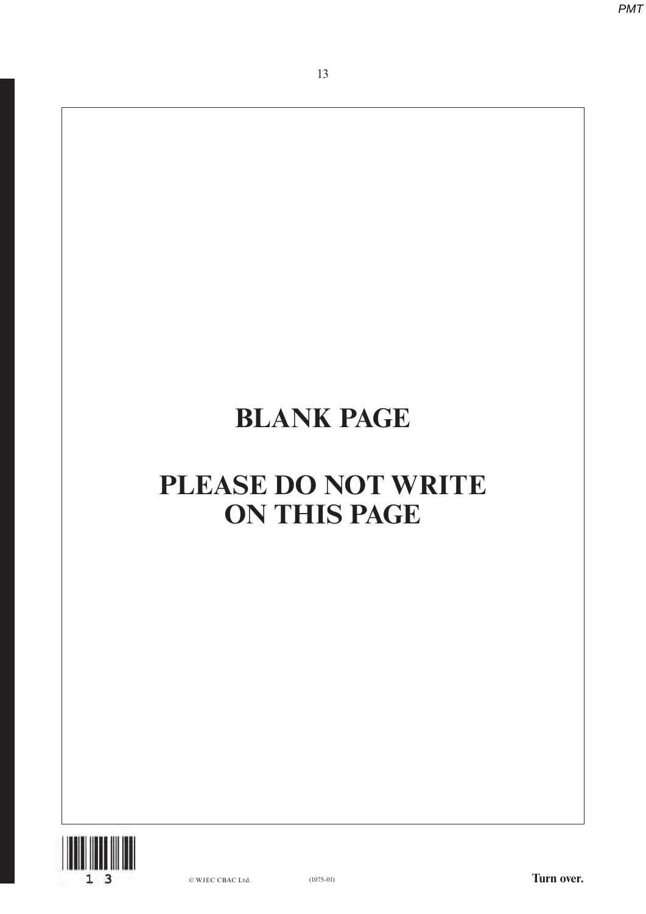# BLANK PAGE

# PLEASE DO NOT WRITE ON THIS PAGE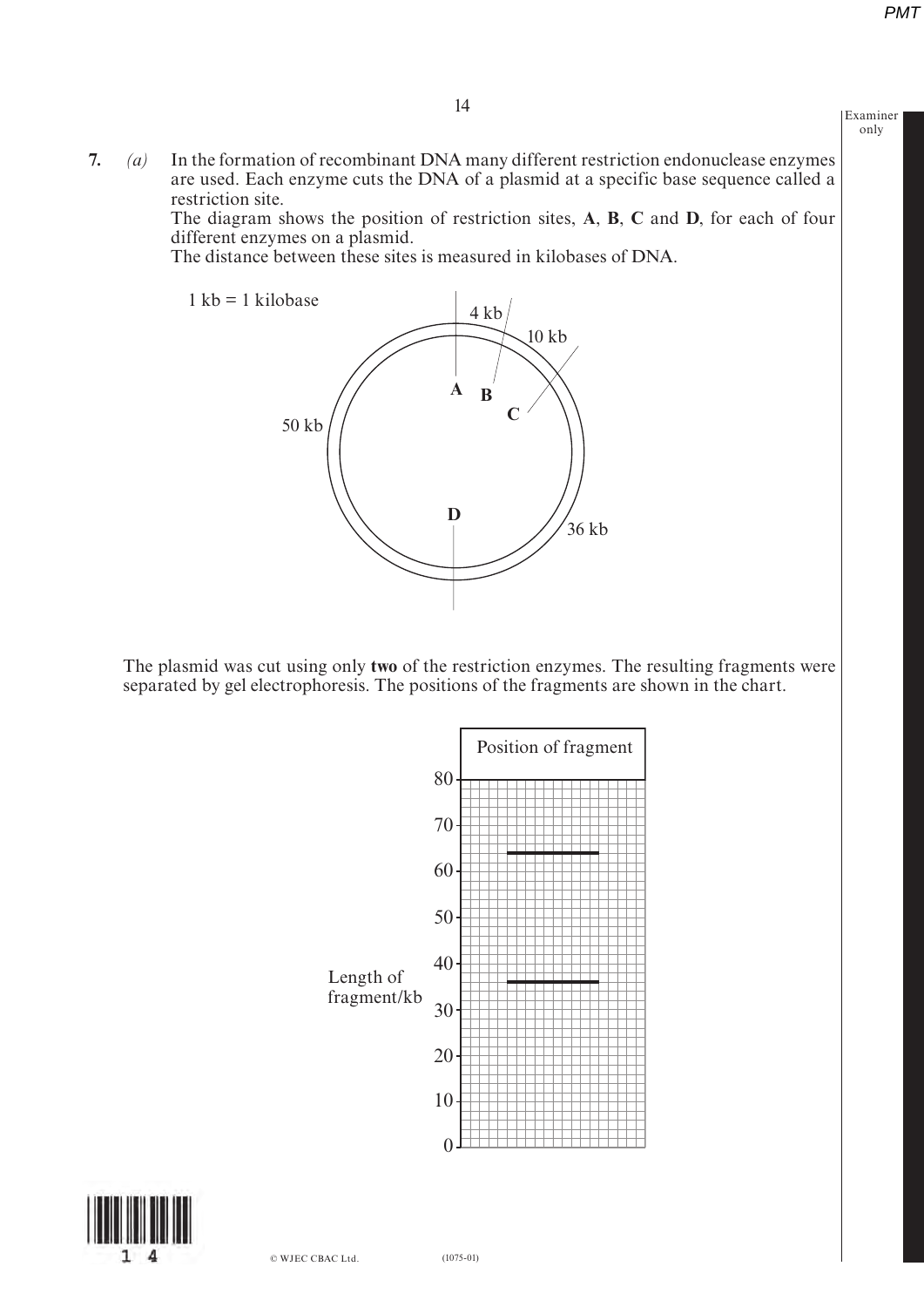7. *(a)* In the formation of recombinant DNA many different restriction endonuclease enzymes are used. Each enzyme cuts the DNA of a plasmid at a specific base sequence called a restriction site.
The diagram shows the position of restriction sites, **A**, **B**, **C** and **D**, for each of four different enzymes on a plasmid.
The distance between these sites is measured in kilobases of DNA.

1 kb = 1 kilobase

4 kb

10 kb

50 kb

36 kb

**A** **B** **C** **D**

The plasmid was cut using only **two** of the restriction enzymes. The resulting fragments were separated by gel electrophoresis. The positions of the fragments are shown in the chart.

Position of fragment

Length of fragment/kb

80, 70, 60, 50, 40, 30, 20, 10, 0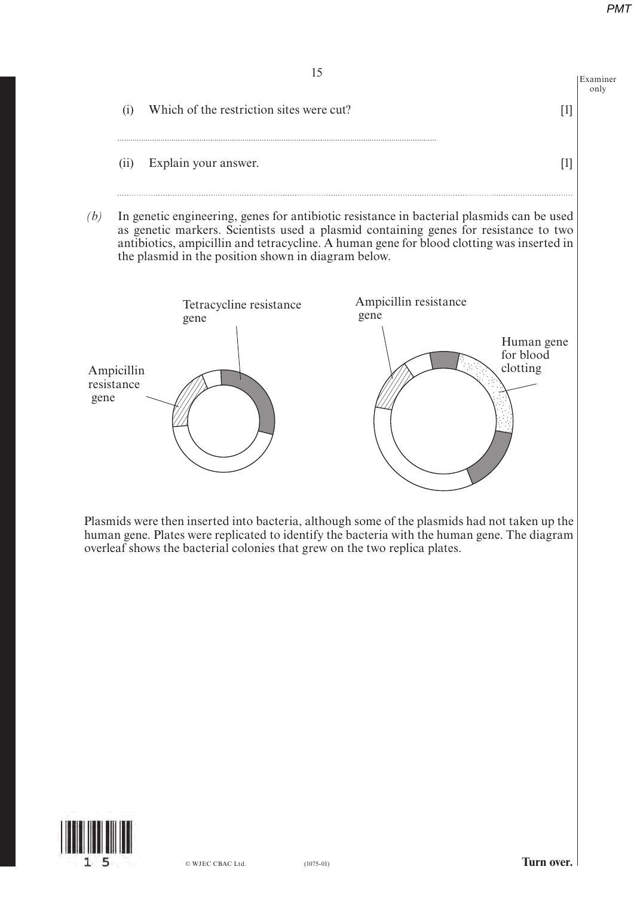(i) Which of the restriction sites were cut? [1]

..............................................................................................................................................

(ii) Explain your answer. [1]

..............................................................................................................................................

*(b)* In genetic engineering, genes for antibiotic resistance in bacterial plasmids can be used as genetic markers. Scientists used a plasmid containing genes for resistance to two antibiotics, ampicillin and tetracycline. A human gene for blood clotting was inserted in the plasmid in the position shown in diagram below.

Tetracycline resistance gene

Ampicillin resistance gene

Ampicillin resistance gene

Human gene for blood clotting

Plasmids were then inserted into bacteria, although some of the plasmids had not taken up the human gene. Plates were replicated to identify the bacteria with the human gene. The diagram overleaf shows the bacterial colonies that grew on the two replica plates.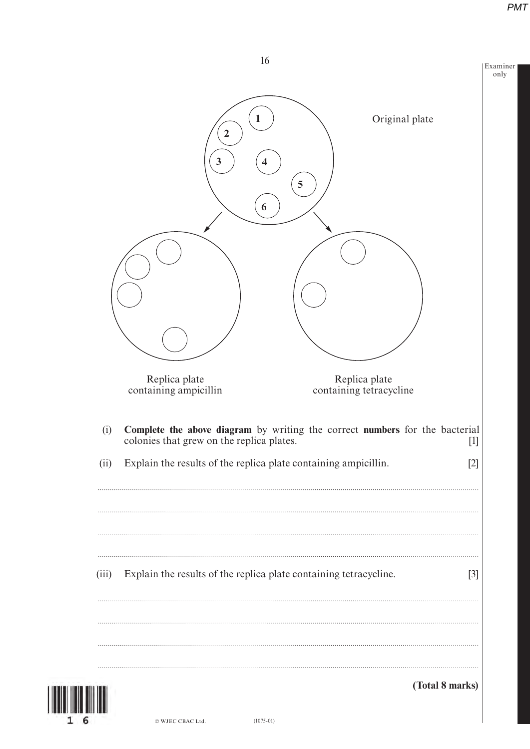Original plate

Replica plate containing ampicillin

Replica plate containing tetracycline

(i) **Complete the above diagram** by writing the correct **numbers** for the bacterial colonies that grew on the replica plates. [1]

(ii) Explain the results of the replica plate containing ampicillin. [2]

.....................................................................................................................................................

.....................................................................................................................................................

.....................................................................................................................................................

.....................................................................................................................................................

(iii) Explain the results of the replica plate containing tetracycline. [3]

.....................................................................................................................................................

.....................................................................................................................................................

.....................................................................................................................................................

.....................................................................................................................................................

**(Total 8 marks)**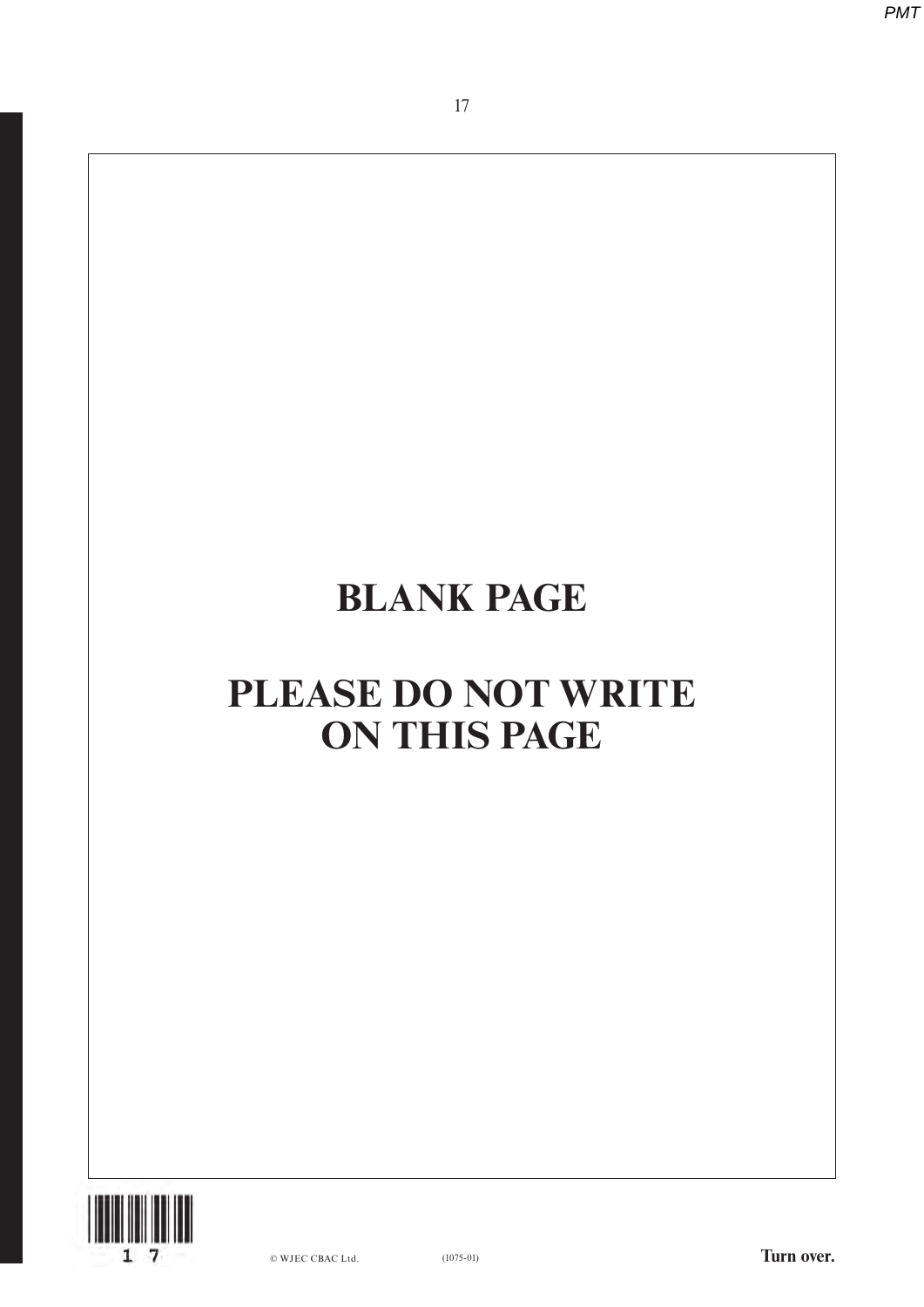# BLANK PAGE

# PLEASE DO NOT WRITE ON THIS PAGE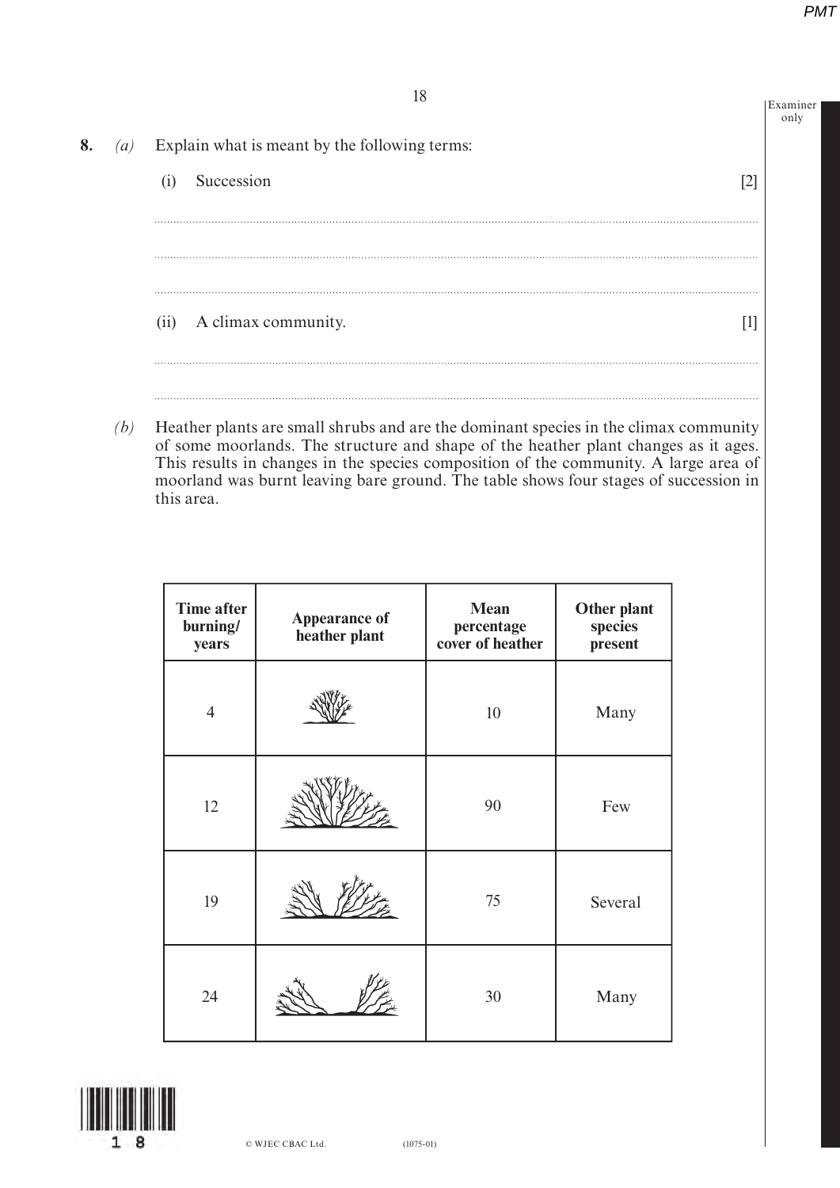**8.** *(a)* Explain what is meant by the following terms:

(i) Succession [2]

..............................................................................................................................................

..............................................................................................................................................

..............................................................................................................................................

(ii) A climax community. [1]

..............................................................................................................................................

..............................................................................................................................................

*(b)* Heather plants are small shrubs and are the dominant species in the climax community of some moorlands. The structure and shape of the heather plant changes as it ages. This results in changes in the species composition of the community. A large area of moorland was burnt leaving bare ground. The table shows four stages of succession in this area.

| Time after burning/ years | Appearance of heather plant | Mean percentage cover of heather | Other plant species present |
|---|---|---|---|
| 4 | | 10 | Many |
| 12 | | 90 | Few |
| 19 | | 75 | Several |
| 24 | | 30 | Many |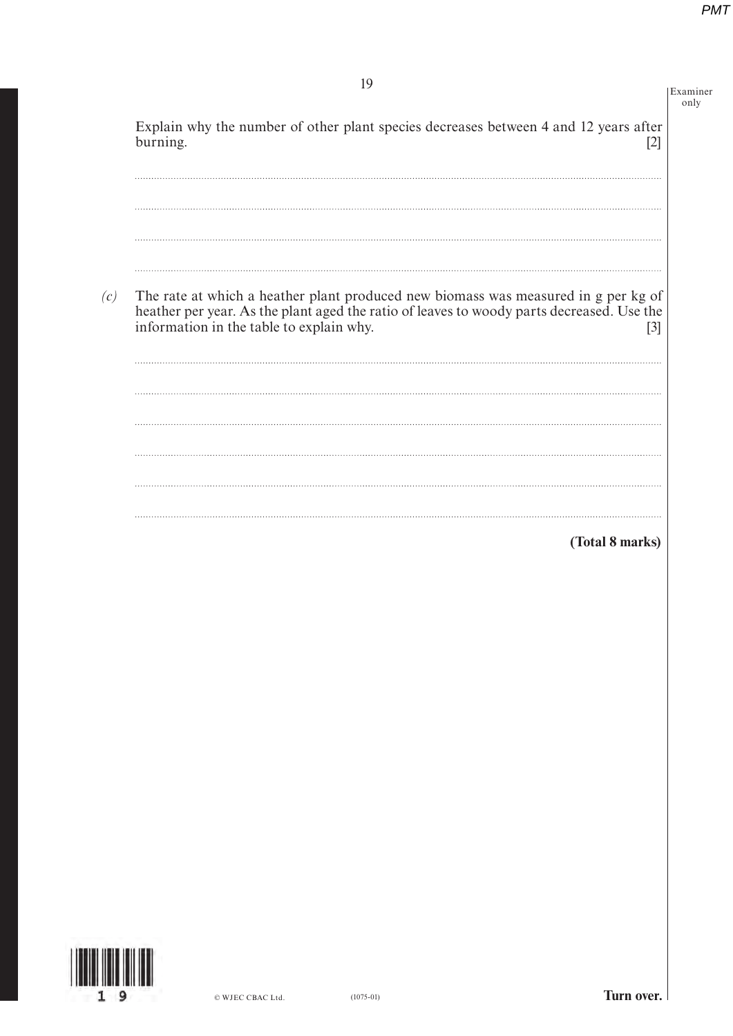Explain why the number of other plant species decreases between 4 and 12 years after burning. [2]

.............................................................................................................................................................

.............................................................................................................................................................

.............................................................................................................................................................

.............................................................................................................................................................

*(c)* The rate at which a heather plant produced new biomass was measured in g per kg of heather per year. As the plant aged the ratio of leaves to woody parts decreased. Use the information in the table to explain why. [3]

.............................................................................................................................................................

.............................................................................................................................................................

.............................................................................................................................................................

.............................................................................................................................................................

.............................................................................................................................................................

.............................................................................................................................................................

**(Total 8 marks)**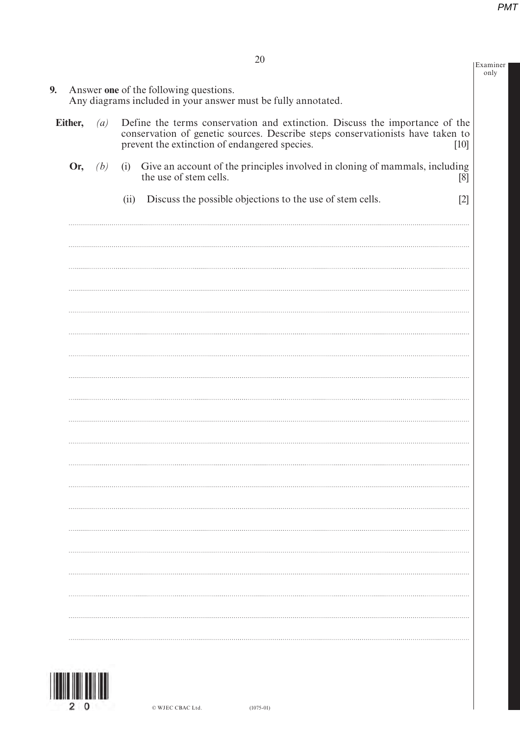**9.** Answer **one** of the following questions.
Any diagrams included in your answer must be fully annotated.

**Either,** *(a)* Define the terms conservation and extinction. Discuss the importance of the conservation of genetic sources. Describe steps conservationists have taken to prevent the extinction of endangered species. [10]

**Or,** *(b)* (i) Give an account of the principles involved in cloning of mammals, including the use of stem cells. [8]

(ii) Discuss the possible objections to the use of stem cells. [2]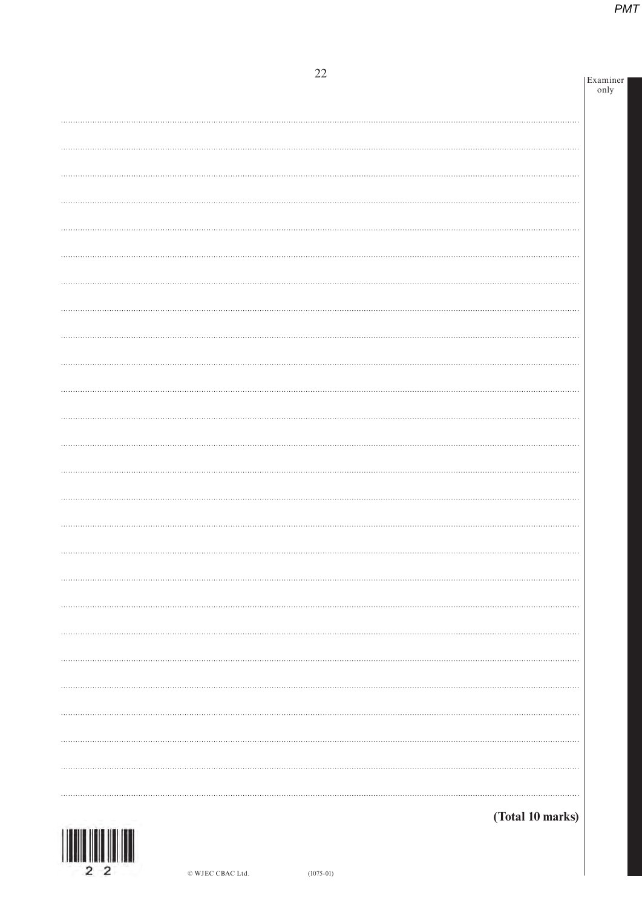**(Total 10 marks)**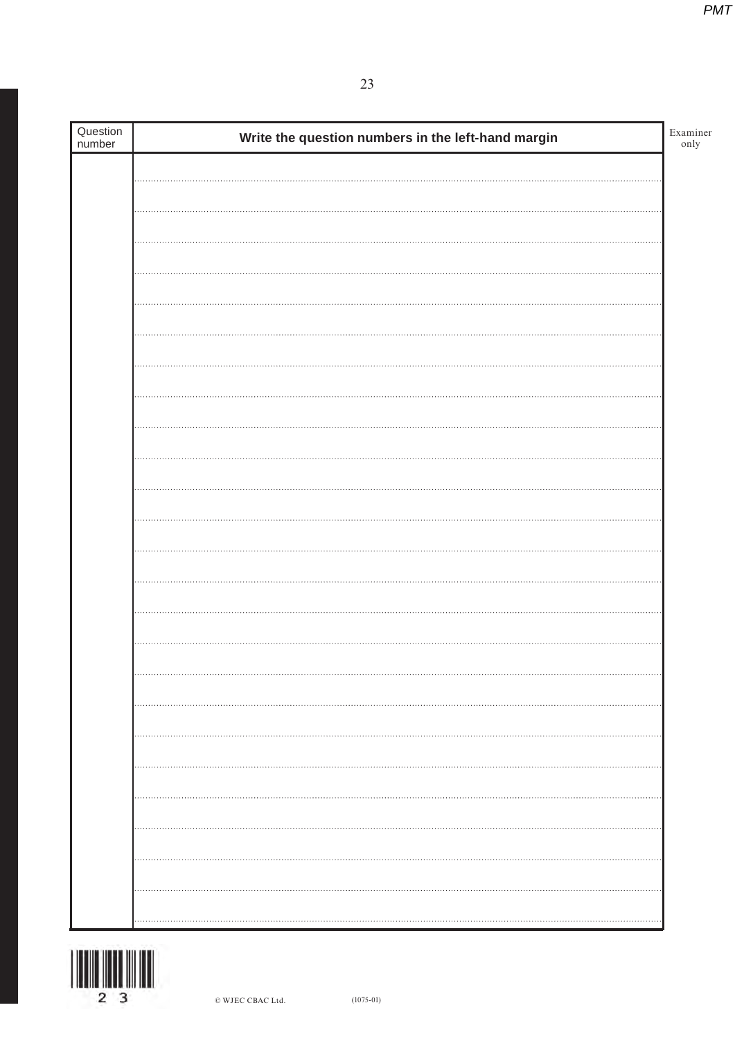| Question number | Write the question numbers in the left-hand margin |
| --- | --- |
| | |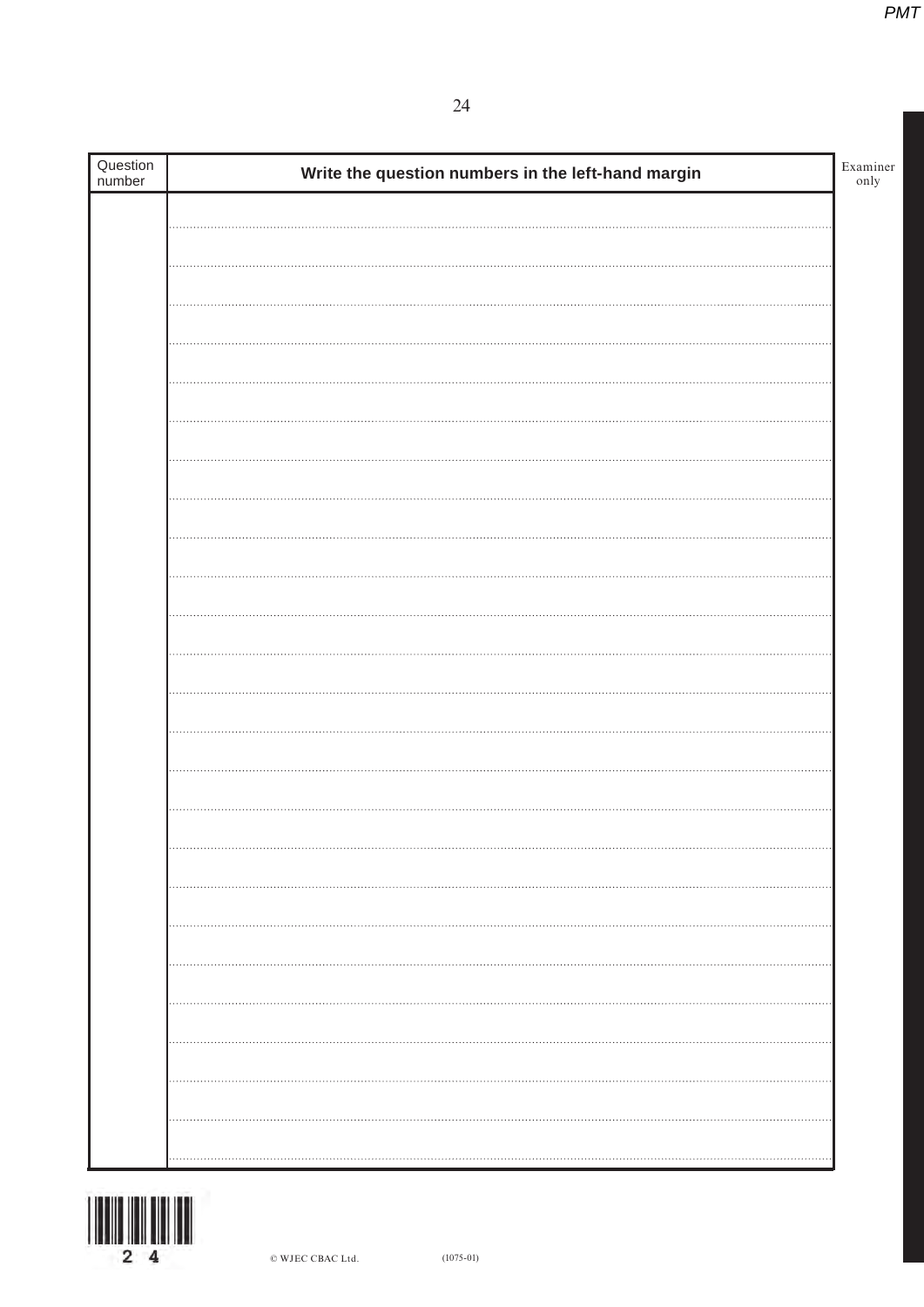| Question number | Write the question numbers in the left-hand margin |
| --- | --- |
| | |

Examiner only